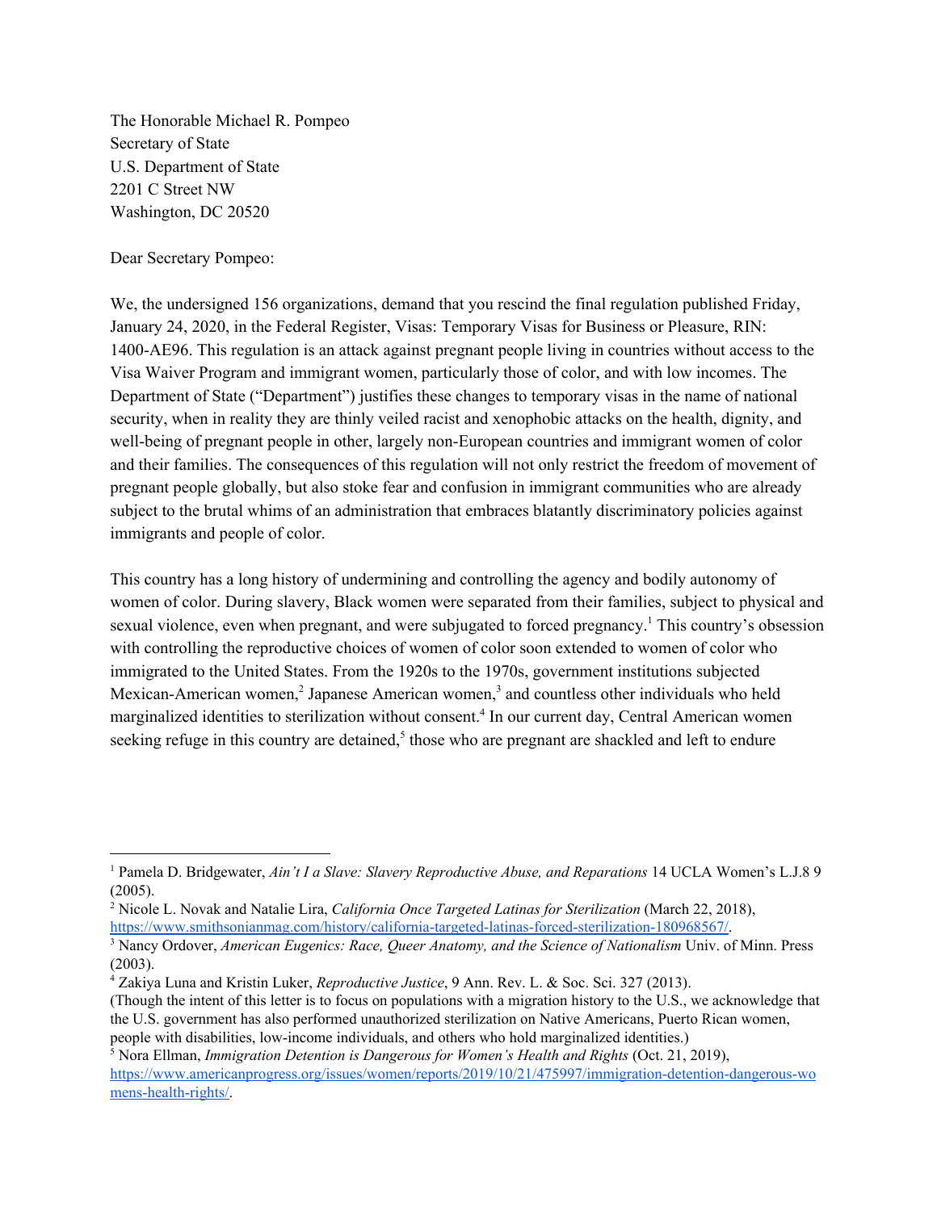The Honorable Michael R. Pompeo
Secretary of State
U.S. Department of State
2201 C Street NW
Washington, DC 20520

Dear Secretary Pompeo:

We, the undersigned 156 organizations, demand that you rescind the final regulation published Friday, January 24, 2020, in the Federal Register, Visas: Temporary Visas for Business or Pleasure, RIN: 1400-AE96. This regulation is an attack against pregnant people living in countries without access to the Visa Waiver Program and immigrant women, particularly those of color, and with low incomes. The Department of State ("Department") justifies these changes to temporary visas in the name of national security, when in reality they are thinly veiled racist and xenophobic attacks on the health, dignity, and well-being of pregnant people in other, largely non-European countries and immigrant women of color and their families. The consequences of this regulation will not only restrict the freedom of movement of pregnant people globally, but also stoke fear and confusion in immigrant communities who are already subject to the brutal whims of an administration that embraces blatantly discriminatory policies against immigrants and people of color.

This country has a long history of undermining and controlling the agency and bodily autonomy of women of color. During slavery, Black women were separated from their families, subject to physical and sexual violence, even when pregnant, and were subjugated to forced pregnancy.[1] This country's obsession with controlling the reproductive choices of women of color soon extended to women of color who immigrated to the United States. From the 1920s to the 1970s, government institutions subjected Mexican-American women,[2] Japanese American women,[3] and countless other individuals who held marginalized identities to sterilization without consent.[4] In our current day, Central American women seeking refuge in this country are detained,[5] those who are pregnant are shackled and left to endure

---

[1] Pamela D. Bridgewater, *Ain't I a Slave: Slavery Reproductive Abuse, and Reparations* 14 UCLA Women's L.J.8 9 (2005).

[2] Nicole L. Novak and Natalie Lira, *California Once Targeted Latinas for Sterilization* (March 22, 2018), https://www.smithsonianmag.com/history/california-targeted-latinas-forced-sterilization-180968567/.

[3] Nancy Ordover, *American Eugenics: Race, Queer Anatomy, and the Science of Nationalism* Univ. of Minn. Press (2003).

[4] Zakiya Luna and Kristin Luker, *Reproductive Justice*, 9 Ann. Rev. L. & Soc. Sci. 327 (2013).
(Though the intent of this letter is to focus on populations with a migration history to the U.S., we acknowledge that the U.S. government has also performed unauthorized sterilization on Native Americans, Puerto Rican women, people with disabilities, low-income individuals, and others who hold marginalized identities.)

[5] Nora Ellman, *Immigration Detention is Dangerous for Women's Health and Rights* (Oct. 21, 2019), https://www.americanprogress.org/issues/women/reports/2019/10/21/475997/immigration-detention-dangerous-womens-health-rights/.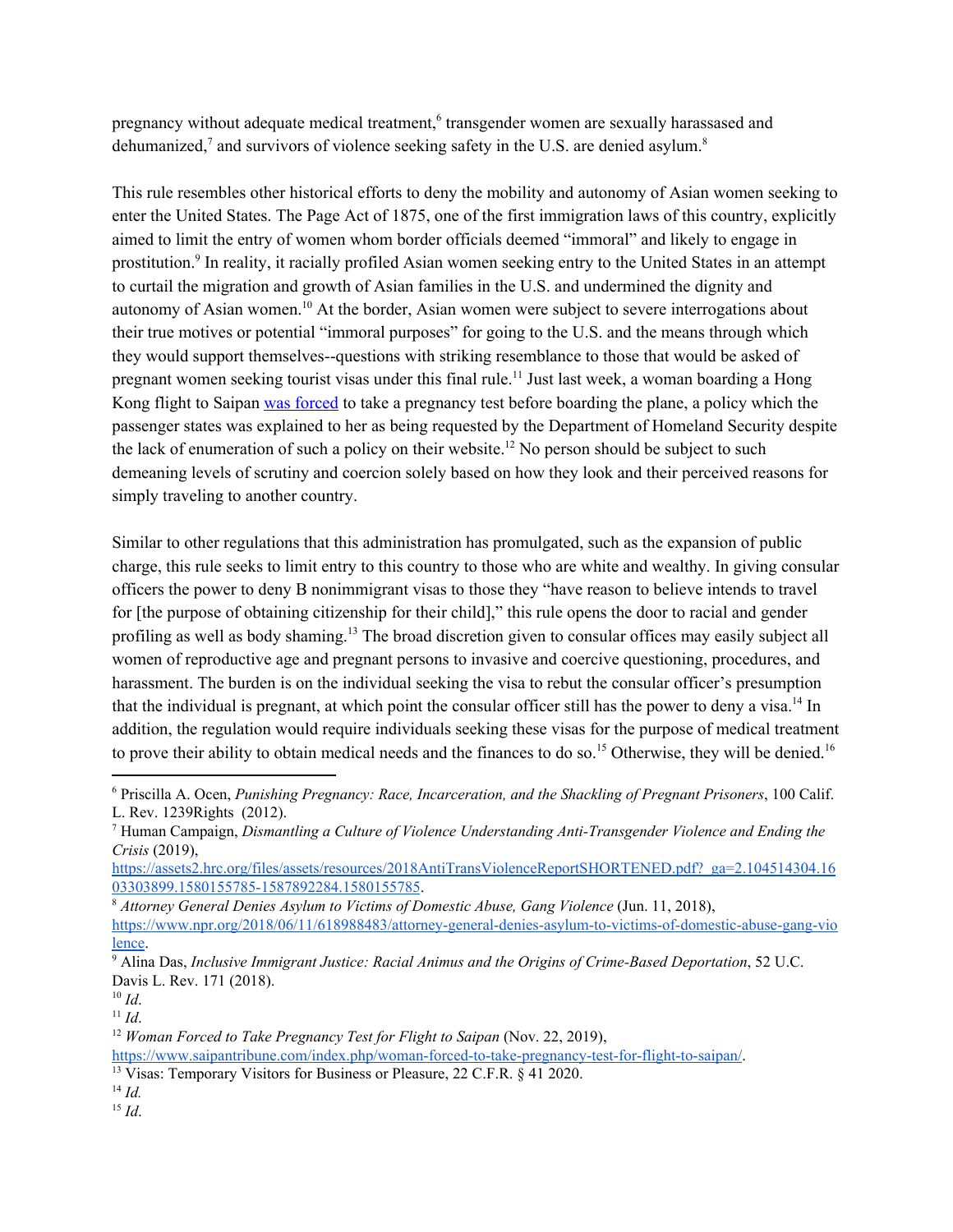pregnancy without adequate medical treatment,[6] transgender women are sexually harassased and dehumanized,[7] and survivors of violence seeking safety in the U.S. are denied asylum.[8]

This rule resembles other historical efforts to deny the mobility and autonomy of Asian women seeking to enter the United States. The Page Act of 1875, one of the first immigration laws of this country, explicitly aimed to limit the entry of women whom border officials deemed "immoral" and likely to engage in prostitution.[9] In reality, it racially profiled Asian women seeking entry to the United States in an attempt to curtail the migration and growth of Asian families in the U.S. and undermined the dignity and autonomy of Asian women.[10] At the border, Asian women were subject to severe interrogations about their true motives or potential "immoral purposes" for going to the U.S. and the means through which they would support themselves--questions with striking resemblance to those that would be asked of pregnant women seeking tourist visas under this final rule.[11] Just last week, a woman boarding a Hong Kong flight to Saipan [was forced](https://www.saipantribune.com/index.php/woman-forced-to-take-pregnancy-test-for-flight-to-saipan/) to take a pregnancy test before boarding the plane, a policy which the passenger states was explained to her as being requested by the Department of Homeland Security despite the lack of enumeration of such a policy on their website.[12] No person should be subject to such demeaning levels of scrutiny and coercion solely based on how they look and their perceived reasons for simply traveling to another country.

Similar to other regulations that this administration has promulgated, such as the expansion of public charge, this rule seeks to limit entry to this country to those who are white and wealthy. In giving consular officers the power to deny B nonimmigrant visas to those they "have reason to believe intends to travel for [the purpose of obtaining citizenship for their child]," this rule opens the door to racial and gender profiling as well as body shaming.[13] The broad discretion given to consular offices may easily subject all women of reproductive age and pregnant persons to invasive and coercive questioning, procedures, and harassment. The burden is on the individual seeking the visa to rebut the consular officer's presumption that the individual is pregnant, at which point the consular officer still has the power to deny a visa.[14] In addition, the regulation would require individuals seeking these visas for the purpose of medical treatment to prove their ability to obtain medical needs and the finances to do so.[15] Otherwise, they will be denied.[16]

---

[6] Priscilla A. Ocen, *Punishing Pregnancy: Race, Incarceration, and the Shackling of Pregnant Prisoners*, 100 Calif. L. Rev. 1239Rights (2012).

[7] Human Campaign, *Dismantling a Culture of Violence Understanding Anti-Transgender Violence and Ending the Crisis* (2019), https://assets2.hrc.org/files/assets/resources/2018AntiTransViolenceReportSHORTENED.pdf?_ga=2.104514304.1603303899.1580155785-1587892284.1580155785.

[8] *Attorney General Denies Asylum to Victims of Domestic Abuse, Gang Violence* (Jun. 11, 2018), https://www.npr.org/2018/06/11/618988483/attorney-general-denies-asylum-to-victims-of-domestic-abuse-gang-violence.

[9] Alina Das, *Inclusive Immigrant Justice: Racial Animus and the Origins of Crime-Based Deportation*, 52 U.C. Davis L. Rev. 171 (2018).

[10] *Id*.

[11] *Id*.

[12] *Woman Forced to Take Pregnancy Test for Flight to Saipan* (Nov. 22, 2019), https://www.saipantribune.com/index.php/woman-forced-to-take-pregnancy-test-for-flight-to-saipan/.

[13] Visas: Temporary Visitors for Business or Pleasure, 22 C.F.R. § 41 2020.

[14] *Id.*

[15] *Id*.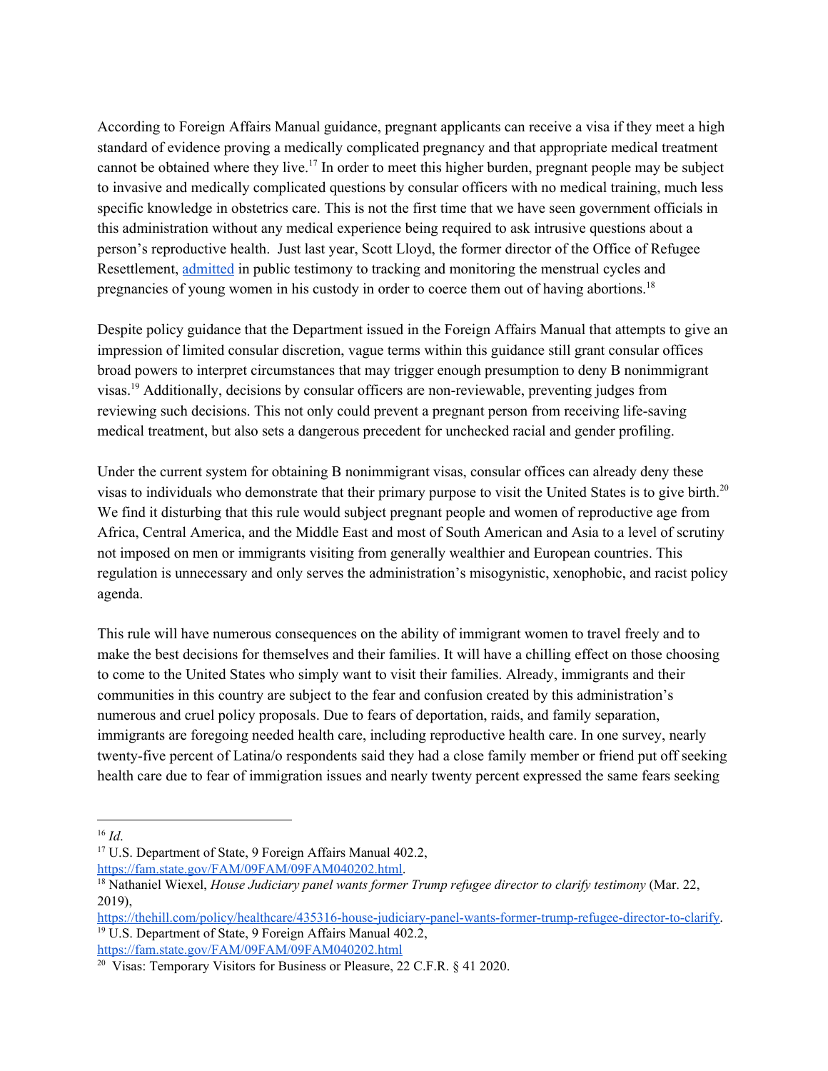According to Foreign Affairs Manual guidance, pregnant applicants can receive a visa if they meet a high standard of evidence proving a medically complicated pregnancy and that appropriate medical treatment cannot be obtained where they live.[17] In order to meet this higher burden, pregnant people may be subject to invasive and medically complicated questions by consular officers with no medical training, much less specific knowledge in obstetrics care. This is not the first time that we have seen government officials in this administration without any medical experience being required to ask intrusive questions about a person's reproductive health. Just last year, Scott Lloyd, the former director of the Office of Refugee Resettlement, [admitted](https://thehill.com/policy/healthcare/435316-house-judiciary-panel-wants-former-trump-refugee-director-to-clarify) in public testimony to tracking and monitoring the menstrual cycles and pregnancies of young women in his custody in order to coerce them out of having abortions.[18]

Despite policy guidance that the Department issued in the Foreign Affairs Manual that attempts to give an impression of limited consular discretion, vague terms within this guidance still grant consular offices broad powers to interpret circumstances that may trigger enough presumption to deny B nonimmigrant visas.[19] Additionally, decisions by consular officers are non-reviewable, preventing judges from reviewing such decisions. This not only could prevent a pregnant person from receiving life-saving medical treatment, but also sets a dangerous precedent for unchecked racial and gender profiling.

Under the current system for obtaining B nonimmigrant visas, consular offices can already deny these visas to individuals who demonstrate that their primary purpose to visit the United States is to give birth.[20] We find it disturbing that this rule would subject pregnant people and women of reproductive age from Africa, Central America, and the Middle East and most of South American and Asia to a level of scrutiny not imposed on men or immigrants visiting from generally wealthier and European countries. This regulation is unnecessary and only serves the administration's misogynistic, xenophobic, and racist policy agenda.

This rule will have numerous consequences on the ability of immigrant women to travel freely and to make the best decisions for themselves and their families. It will have a chilling effect on those choosing to come to the United States who simply want to visit their families. Already, immigrants and their communities in this country are subject to the fear and confusion created by this administration's numerous and cruel policy proposals. Due to fears of deportation, raids, and family separation, immigrants are foregoing needed health care, including reproductive health care. In one survey, nearly twenty-five percent of Latina/o respondents said they had a close family member or friend put off seeking health care due to fear of immigration issues and nearly twenty percent expressed the same fears seeking

---

[16] *Id*.

[17] U.S. Department of State, 9 Foreign Affairs Manual 402.2, https://fam.state.gov/FAM/09FAM/09FAM040202.html.

[18] Nathaniel Wiexel, *House Judiciary panel wants former Trump refugee director to clarify testimony* (Mar. 22, 2019), https://thehill.com/policy/healthcare/435316-house-judiciary-panel-wants-former-trump-refugee-director-to-clarify.

[19] U.S. Department of State, 9 Foreign Affairs Manual 402.2, https://fam.state.gov/FAM/09FAM/09FAM040202.html

[20] Visas: Temporary Visitors for Business or Pleasure, 22 C.F.R. § 41 2020.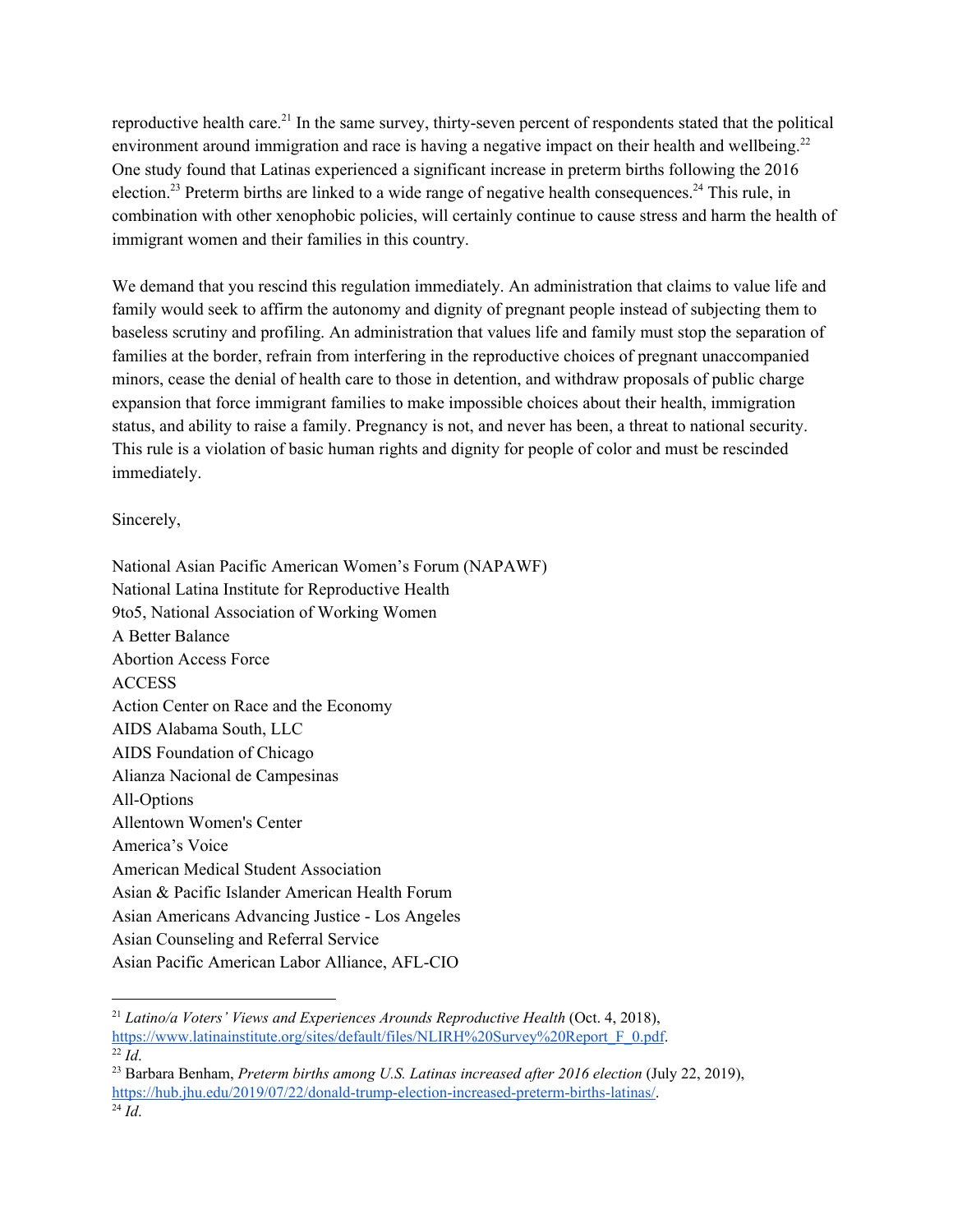reproductive health care.[21] In the same survey, thirty-seven percent of respondents stated that the political environment around immigration and race is having a negative impact on their health and wellbeing.[22] One study found that Latinas experienced a significant increase in preterm births following the 2016 election.[23] Preterm births are linked to a wide range of negative health consequences.[24] This rule, in combination with other xenophobic policies, will certainly continue to cause stress and harm the health of immigrant women and their families in this country.

We demand that you rescind this regulation immediately. An administration that claims to value life and family would seek to affirm the autonomy and dignity of pregnant people instead of subjecting them to baseless scrutiny and profiling. An administration that values life and family must stop the separation of families at the border, refrain from interfering in the reproductive choices of pregnant unaccompanied minors, cease the denial of health care to those in detention, and withdraw proposals of public charge expansion that force immigrant families to make impossible choices about their health, immigration status, and ability to raise a family. Pregnancy is not, and never has been, a threat to national security. This rule is a violation of basic human rights and dignity for people of color and must be rescinded immediately.

Sincerely,

National Asian Pacific American Women's Forum (NAPAWF)
National Latina Institute for Reproductive Health
9to5, National Association of Working Women
A Better Balance
Abortion Access Force
ACCESS
Action Center on Race and the Economy
AIDS Alabama South, LLC
AIDS Foundation of Chicago
Alianza Nacional de Campesinas
All-Options
Allentown Women's Center
America's Voice
American Medical Student Association
Asian & Pacific Islander American Health Forum
Asian Americans Advancing Justice - Los Angeles
Asian Counseling and Referral Service
Asian Pacific American Labor Alliance, AFL-CIO

---

[21] *Latino/a Voters' Views and Experiences Arounds Reproductive Health* (Oct. 4, 2018), https://www.latinainstitute.org/sites/default/files/NLIRH%20Survey%20Report_F_0.pdf.
[22] *Id*.
[23] Barbara Benham, *Preterm births among U.S. Latinas increased after 2016 election* (July 22, 2019), https://hub.jhu.edu/2019/07/22/donald-trump-election-increased-preterm-births-latinas/.
[24] *Id*.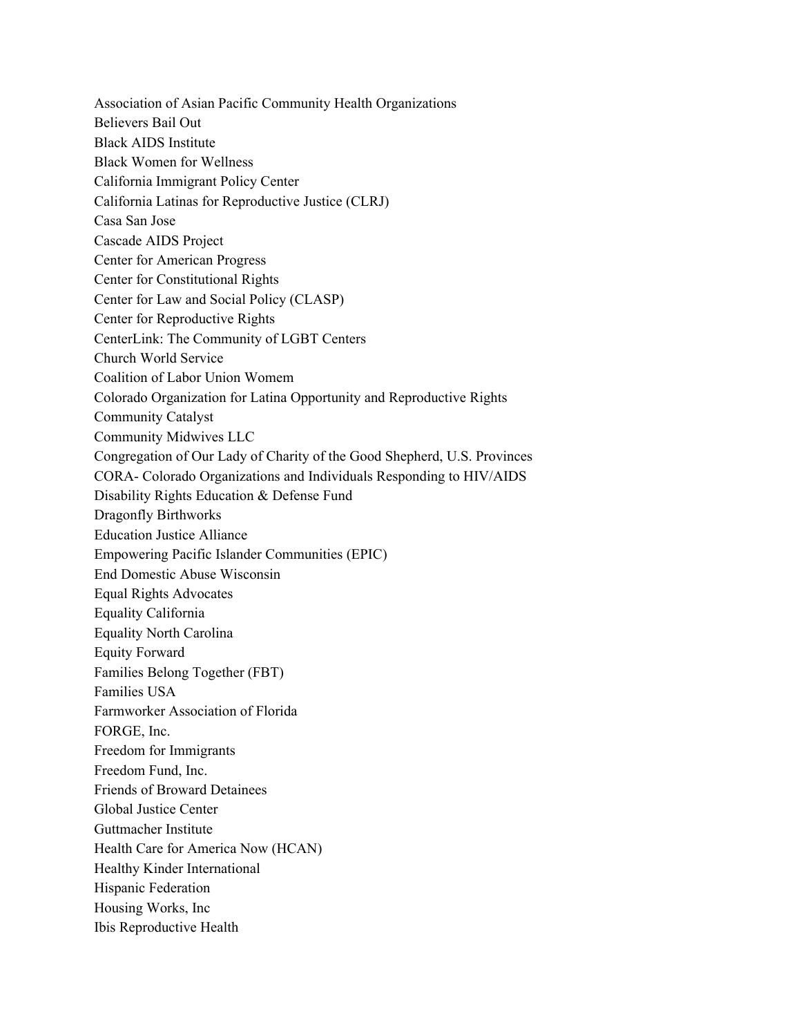Association of Asian Pacific Community Health Organizations
Believers Bail Out
Black AIDS Institute
Black Women for Wellness
California Immigrant Policy Center
California Latinas for Reproductive Justice (CLRJ)
Casa San Jose
Cascade AIDS Project
Center for American Progress
Center for Constitutional Rights
Center for Law and Social Policy (CLASP)
Center for Reproductive Rights
CenterLink: The Community of LGBT Centers
Church World Service
Coalition of Labor Union Womem
Colorado Organization for Latina Opportunity and Reproductive Rights
Community Catalyst
Community Midwives LLC
Congregation of Our Lady of Charity of the Good Shepherd, U.S. Provinces
CORA- Colorado Organizations and Individuals Responding to HIV/AIDS
Disability Rights Education & Defense Fund
Dragonfly Birthworks
Education Justice Alliance
Empowering Pacific Islander Communities (EPIC)
End Domestic Abuse Wisconsin
Equal Rights Advocates
Equality California
Equality North Carolina
Equity Forward
Families Belong Together (FBT)
Families USA
Farmworker Association of Florida
FORGE, Inc.
Freedom for Immigrants
Freedom Fund, Inc.
Friends of Broward Detainees
Global Justice Center
Guttmacher Institute
Health Care for America Now (HCAN)
Healthy Kinder International
Hispanic Federation
Housing Works, Inc
Ibis Reproductive Health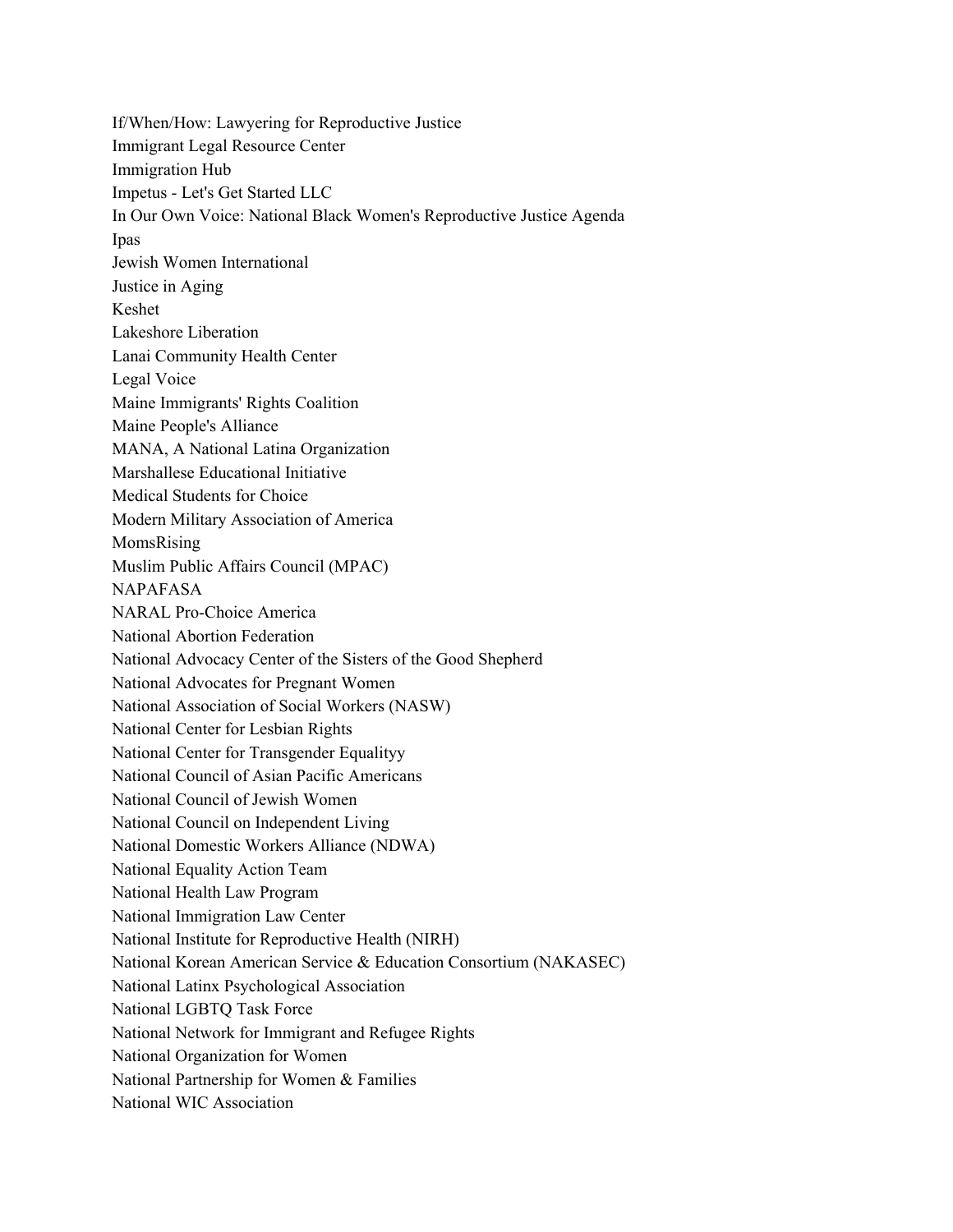If/When/How: Lawyering for Reproductive Justice
Immigrant Legal Resource Center
Immigration Hub
Impetus - Let's Get Started LLC
In Our Own Voice: National Black Women's Reproductive Justice Agenda
Ipas
Jewish Women International
Justice in Aging
Keshet
Lakeshore Liberation
Lanai Community Health Center
Legal Voice
Maine Immigrants' Rights Coalition
Maine People's Alliance
MANA, A National Latina Organization
Marshallese Educational Initiative
Medical Students for Choice
Modern Military Association of America
MomsRising
Muslim Public Affairs Council (MPAC)
NAPAFASA
NARAL Pro-Choice America
National Abortion Federation
National Advocacy Center of the Sisters of the Good Shepherd
National Advocates for Pregnant Women
National Association of Social Workers (NASW)
National Center for Lesbian Rights
National Center for Transgender Equalityy
National Council of Asian Pacific Americans
National Council of Jewish Women
National Council on Independent Living
National Domestic Workers Alliance (NDWA)
National Equality Action Team
National Health Law Program
National Immigration Law Center
National Institute for Reproductive Health (NIRH)
National Korean American Service & Education Consortium (NAKASEC)
National Latinx Psychological Association
National LGBTQ Task Force
National Network for Immigrant and Refugee Rights
National Organization for Women
National Partnership for Women & Families
National WIC Association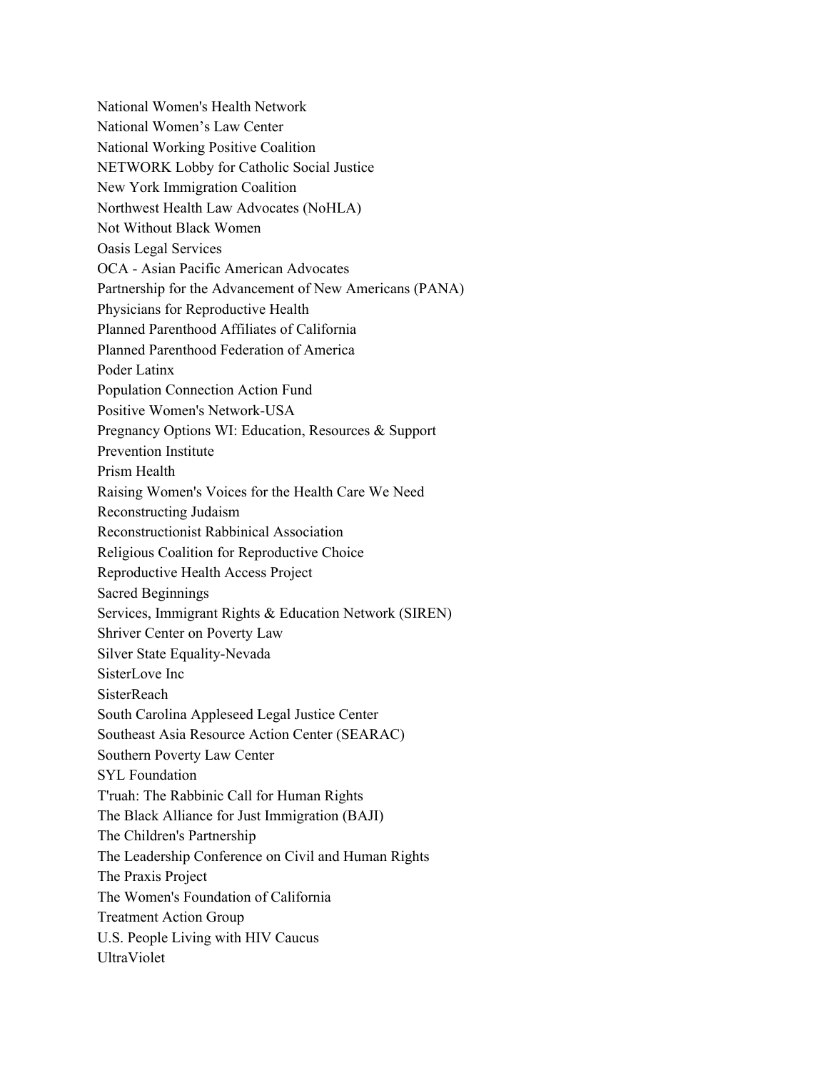National Women's Health Network
National Women’s Law Center
National Working Positive Coalition
NETWORK Lobby for Catholic Social Justice
New York Immigration Coalition
Northwest Health Law Advocates (NoHLA)
Not Without Black Women
Oasis Legal Services
OCA - Asian Pacific American Advocates
Partnership for the Advancement of New Americans (PANA)
Physicians for Reproductive Health
Planned Parenthood Affiliates of California
Planned Parenthood Federation of America
Poder Latinx
Population Connection Action Fund
Positive Women's Network-USA
Pregnancy Options WI: Education, Resources & Support
Prevention Institute
Prism Health
Raising Women's Voices for the Health Care We Need
Reconstructing Judaism
Reconstructionist Rabbinical Association
Religious Coalition for Reproductive Choice
Reproductive Health Access Project
Sacred Beginnings
Services, Immigrant Rights & Education Network (SIREN)
Shriver Center on Poverty Law
Silver State Equality-Nevada
SisterLove Inc
SisterReach
South Carolina Appleseed Legal Justice Center
Southeast Asia Resource Action Center (SEARAC)
Southern Poverty Law Center
SYL Foundation
T'ruah: The Rabbinic Call for Human Rights
The Black Alliance for Just Immigration (BAJI)
The Children's Partnership
The Leadership Conference on Civil and Human Rights
The Praxis Project
The Women's Foundation of California
Treatment Action Group
U.S. People Living with HIV Caucus
UltraViolet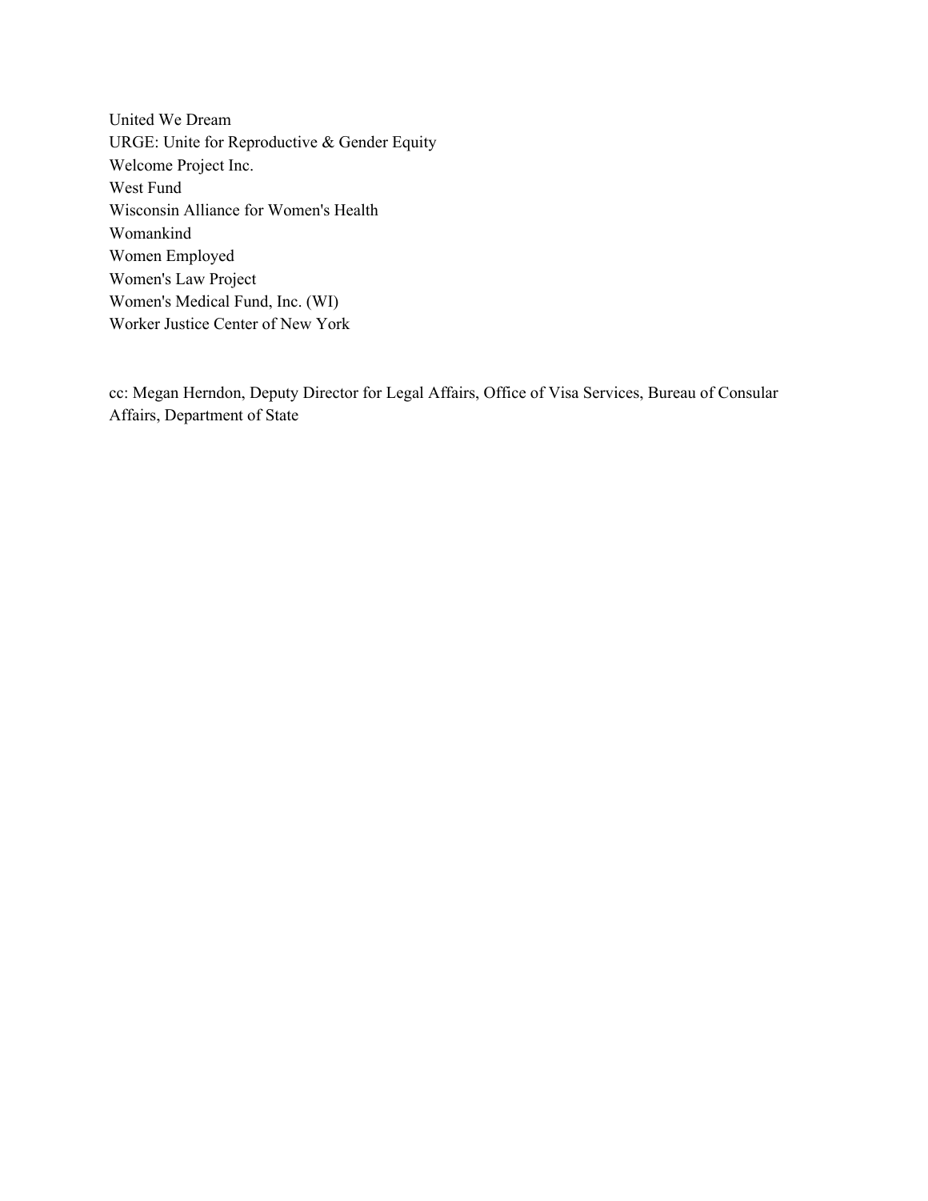United We Dream
URGE: Unite for Reproductive & Gender Equity
Welcome Project Inc.
West Fund
Wisconsin Alliance for Women's Health
Womankind
Women Employed
Women's Law Project
Women's Medical Fund, Inc. (WI)
Worker Justice Center of New York

cc: Megan Herndon, Deputy Director for Legal Affairs, Office of Visa Services, Bureau of Consular Affairs, Department of State